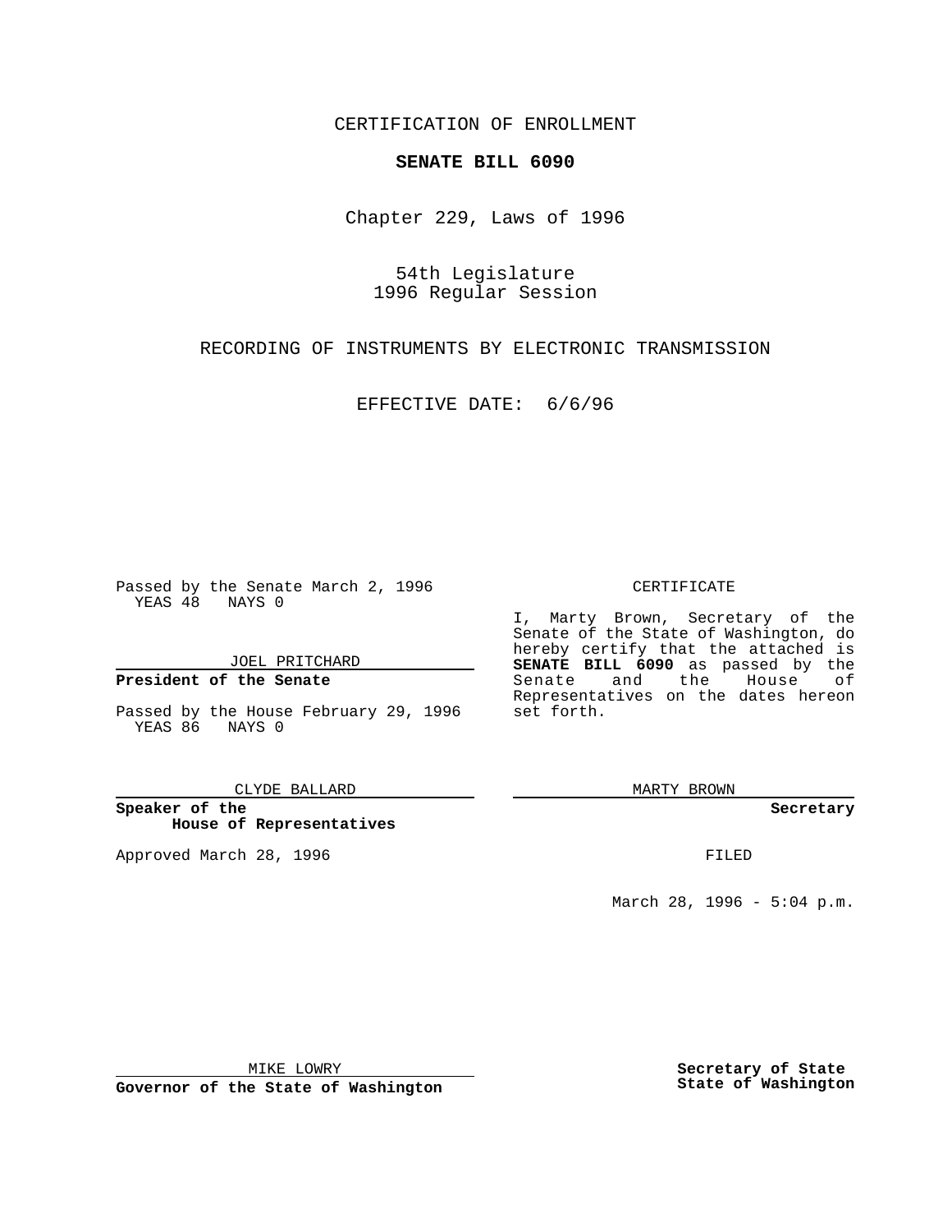CERTIFICATION OF ENROLLMENT

**SENATE BILL 6090**

Chapter 229, Laws of 1996

54th Legislature
1996 Regular Session

RECORDING OF INSTRUMENTS BY ELECTRONIC TRANSMISSION

EFFECTIVE DATE: 6/6/96

Passed by the Senate March 2, 1996
YEAS 48 NAYS 0

JOEL PRITCHARD

**President of the Senate**

Passed by the House February 29, 1996
YEAS 86 NAYS 0

CLYDE BALLARD

**Speaker of the House of Representatives**

Approved March 28, 1996

MIKE LOWRY

**Governor of the State of Washington**

CERTIFICATE

I, Marty Brown, Secretary of the Senate of the State of Washington, do hereby certify that the attached is **SENATE BILL 6090** as passed by the Senate and the House of Representatives on the dates hereon set forth.

MARTY BROWN

**Secretary**

FILED

March 28, 1996 - 5:04 p.m.

**Secretary of State**
**State of Washington**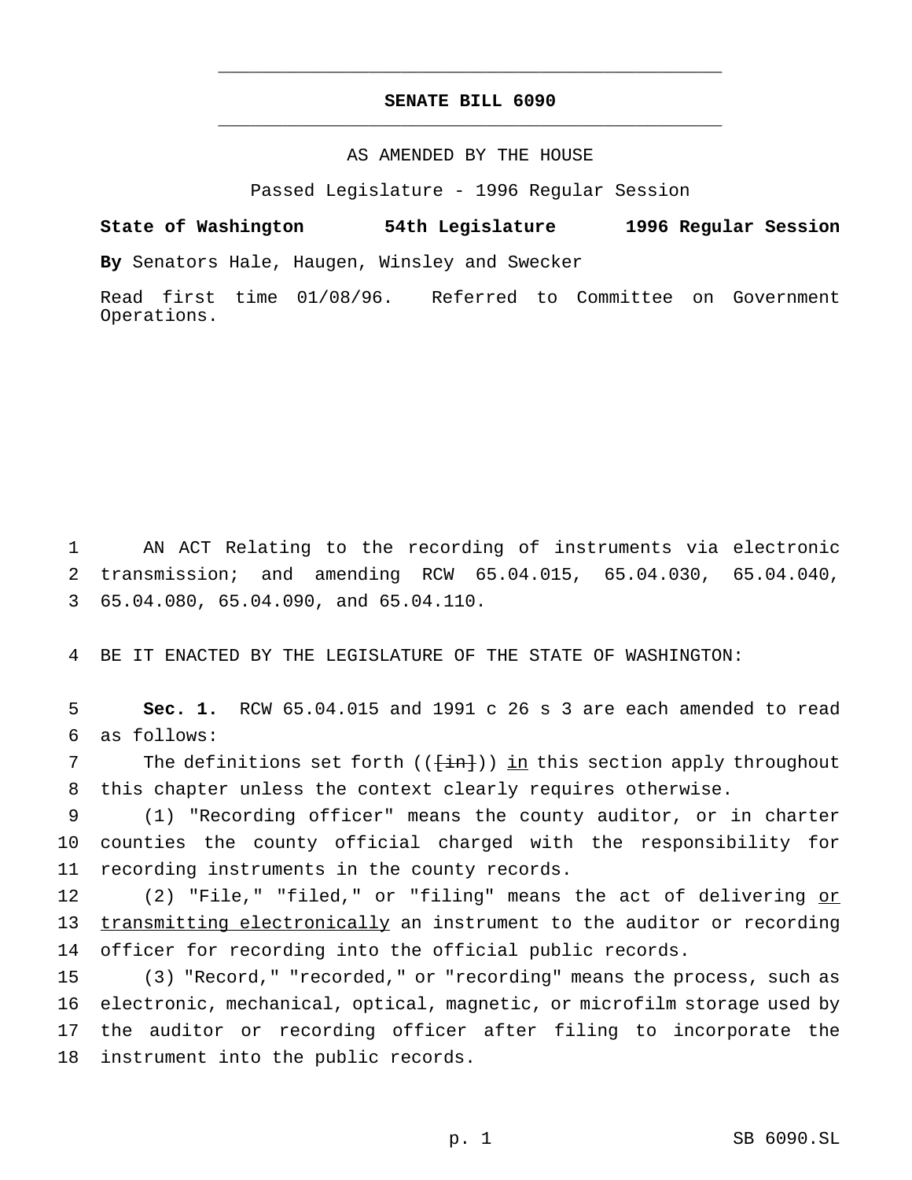# SENATE BILL 6090

AS AMENDED BY THE HOUSE

Passed Legislature - 1996 Regular Session

**State of Washington 54th Legislature 1996 Regular Session**

**By** Senators Hale, Haugen, Winsley and Swecker

Read first time 01/08/96. Referred to Committee on Government Operations.

AN ACT Relating to the recording of instruments via electronic transmission; and amending RCW 65.04.015, 65.04.030, 65.04.040, 65.04.080, 65.04.090, and 65.04.110.

BE IT ENACTED BY THE LEGISLATURE OF THE STATE OF WASHINGTON:

**Sec. 1.** RCW 65.04.015 and 1991 c 26 s 3 are each amended to read as follows:

The definitions set forth (([in])) in this section apply throughout this chapter unless the context clearly requires otherwise.

(1) "Recording officer" means the county auditor, or in charter counties the county official charged with the responsibility for recording instruments in the county records.

(2) "File," "filed," or "filing" means the act of delivering or transmitting electronically an instrument to the auditor or recording officer for recording into the official public records.

(3) "Record," "recorded," or "recording" means the process, such as electronic, mechanical, optical, magnetic, or microfilm storage used by the auditor or recording officer after filing to incorporate the instrument into the public records.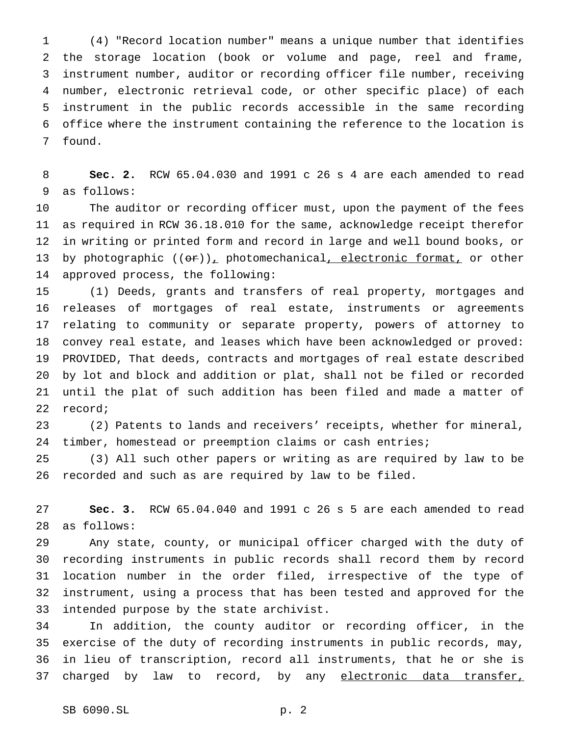(4) "Record location number" means a unique number that identifies the storage location (book or volume and page, reel and frame, instrument number, auditor or recording officer file number, receiving number, electronic retrieval code, or other specific place) of each instrument in the public records accessible in the same recording office where the instrument containing the reference to the location is found.

**Sec. 2.** RCW 65.04.030 and 1991 c 26 s 4 are each amended to read as follows:

The auditor or recording officer must, upon the payment of the fees as required in RCW 36.18.010 for the same, acknowledge receipt therefor in writing or printed form and record in large and well bound books, or by photographic ((~~or~~)), photomechanical, electronic format, or other approved process, the following:

(1) Deeds, grants and transfers of real property, mortgages and releases of mortgages of real estate, instruments or agreements relating to community or separate property, powers of attorney to convey real estate, and leases which have been acknowledged or proved: PROVIDED, That deeds, contracts and mortgages of real estate described by lot and block and addition or plat, shall not be filed or recorded until the plat of such addition has been filed and made a matter of record;

(2) Patents to lands and receivers' receipts, whether for mineral, timber, homestead or preemption claims or cash entries;

(3) All such other papers or writing as are required by law to be recorded and such as are required by law to be filed.

**Sec. 3.** RCW 65.04.040 and 1991 c 26 s 5 are each amended to read as follows:

Any state, county, or municipal officer charged with the duty of recording instruments in public records shall record them by record location number in the order filed, irrespective of the type of instrument, using a process that has been tested and approved for the intended purpose by the state archivist.

In addition, the county auditor or recording officer, in the exercise of the duty of recording instruments in public records, may, in lieu of transcription, record all instruments, that he or she is charged by law to record, by any electronic data transfer,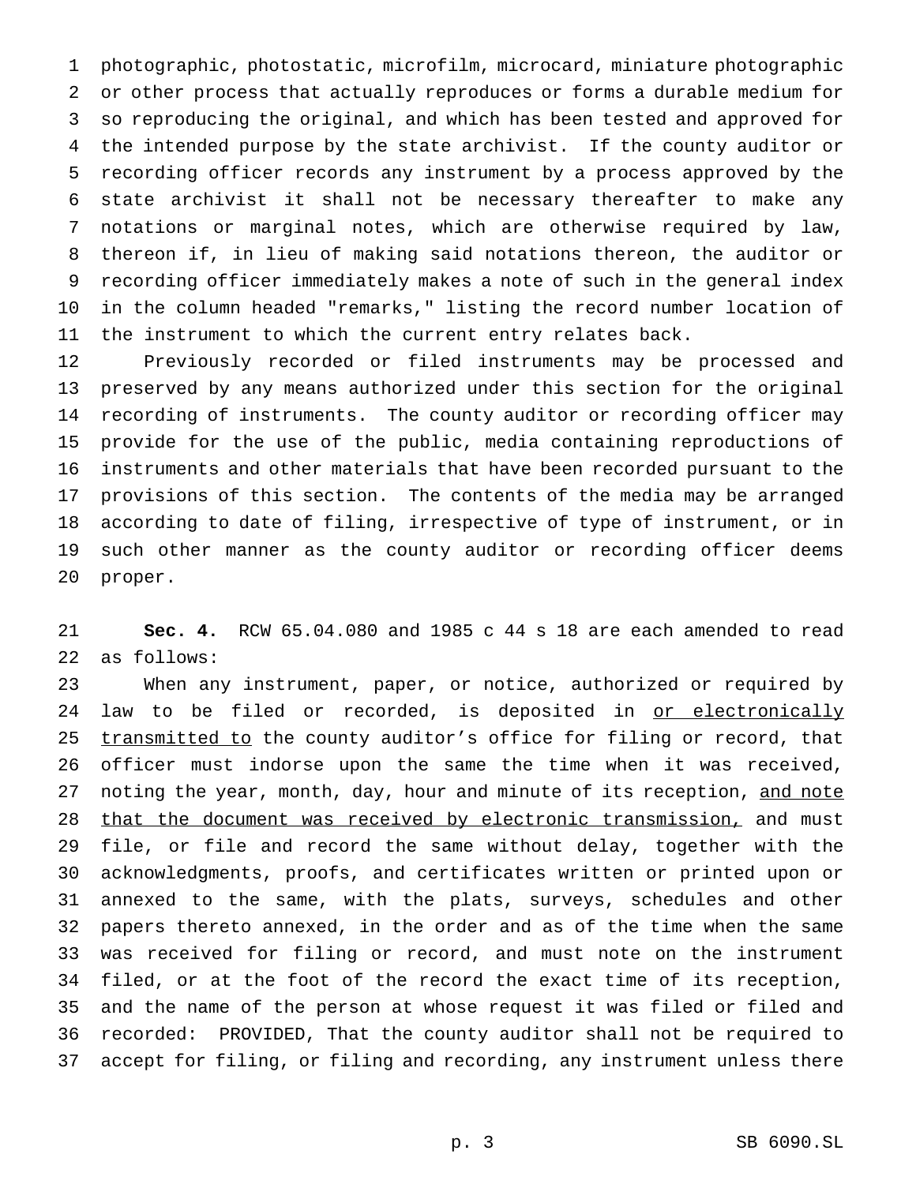photographic, photostatic, microfilm, microcard, miniature photographic or other process that actually reproduces or forms a durable medium for so reproducing the original, and which has been tested and approved for the intended purpose by the state archivist. If the county auditor or recording officer records any instrument by a process approved by the state archivist it shall not be necessary thereafter to make any notations or marginal notes, which are otherwise required by law, thereon if, in lieu of making said notations thereon, the auditor or recording officer immediately makes a note of such in the general index in the column headed "remarks," listing the record number location of the instrument to which the current entry relates back.

Previously recorded or filed instruments may be processed and preserved by any means authorized under this section for the original recording of instruments. The county auditor or recording officer may provide for the use of the public, media containing reproductions of instruments and other materials that have been recorded pursuant to the provisions of this section. The contents of the media may be arranged according to date of filing, irrespective of type of instrument, or in such other manner as the county auditor or recording officer deems proper.

**Sec. 4.** RCW 65.04.080 and 1985 c 44 s 18 are each amended to read as follows:

When any instrument, paper, or notice, authorized or required by law to be filed or recorded, is deposited in <u>or electronically transmitted to</u> the county auditor's office for filing or record, that officer must indorse upon the same the time when it was received, noting the year, month, day, hour and minute of its reception, <u>and note that the document was received by electronic transmission,</u> and must file, or file and record the same without delay, together with the acknowledgments, proofs, and certificates written or printed upon or annexed to the same, with the plats, surveys, schedules and other papers thereto annexed, in the order and as of the time when the same was received for filing or record, and must note on the instrument filed, or at the foot of the record the exact time of its reception, and the name of the person at whose request it was filed or filed and recorded: PROVIDED, That the county auditor shall not be required to accept for filing, or filing and recording, any instrument unless there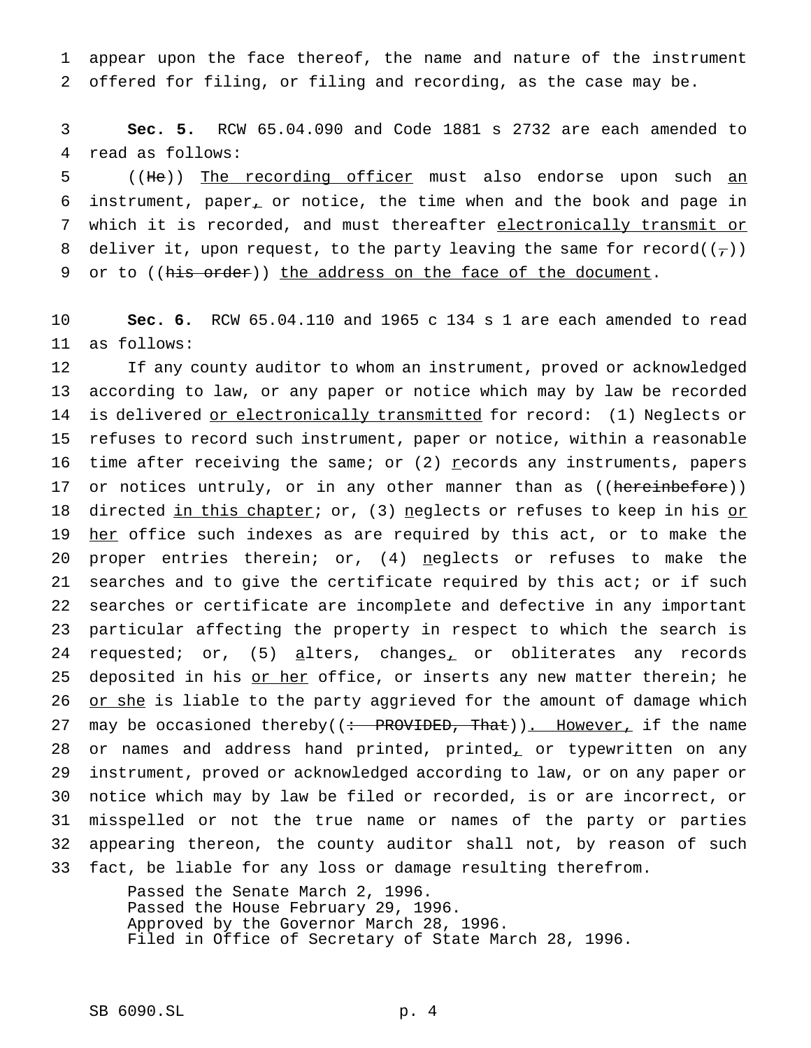appear upon the face thereof, the name and nature of the instrument offered for filing, or filing and recording, as the case may be.

**Sec. 5.** RCW 65.04.090 and Code 1881 s 2732 are each amended to read as follows:

((He)) The recording officer must also endorse upon such an instrument, paper, or notice, the time when and the book and page in which it is recorded, and must thereafter electronically transmit or deliver it, upon request, to the party leaving the same for record((,)) or to ((his order)) the address on the face of the document.

**Sec. 6.** RCW 65.04.110 and 1965 c 134 s 1 are each amended to read as follows:

If any county auditor to whom an instrument, proved or acknowledged according to law, or any paper or notice which may by law be recorded is delivered or electronically transmitted for record: (1) Neglects or refuses to record such instrument, paper or notice, within a reasonable time after receiving the same; or (2) records any instruments, papers or notices untruly, or in any other manner than as ((hereinbefore)) directed in this chapter; or, (3) neglects or refuses to keep in his or her office such indexes as are required by this act, or to make the proper entries therein; or, (4) neglects or refuses to make the searches and to give the certificate required by this act; or if such searches or certificate are incomplete and defective in any important particular affecting the property in respect to which the search is requested; or, (5) alters, changes, or obliterates any records deposited in his or her office, or inserts any new matter therein; he or she is liable to the party aggrieved for the amount of damage which may be occasioned thereby((: PROVIDED, That)). However, if the name or names and address hand printed, printed, or typewritten on any instrument, proved or acknowledged according to law, or on any paper or notice which may by law be filed or recorded, is or are incorrect, or misspelled or not the true name or names of the party or parties appearing thereon, the county auditor shall not, by reason of such fact, be liable for any loss or damage resulting therefrom.

Passed the Senate March 2, 1996.
Passed the House February 29, 1996.
Approved by the Governor March 28, 1996.
Filed in Office of Secretary of State March 28, 1996.